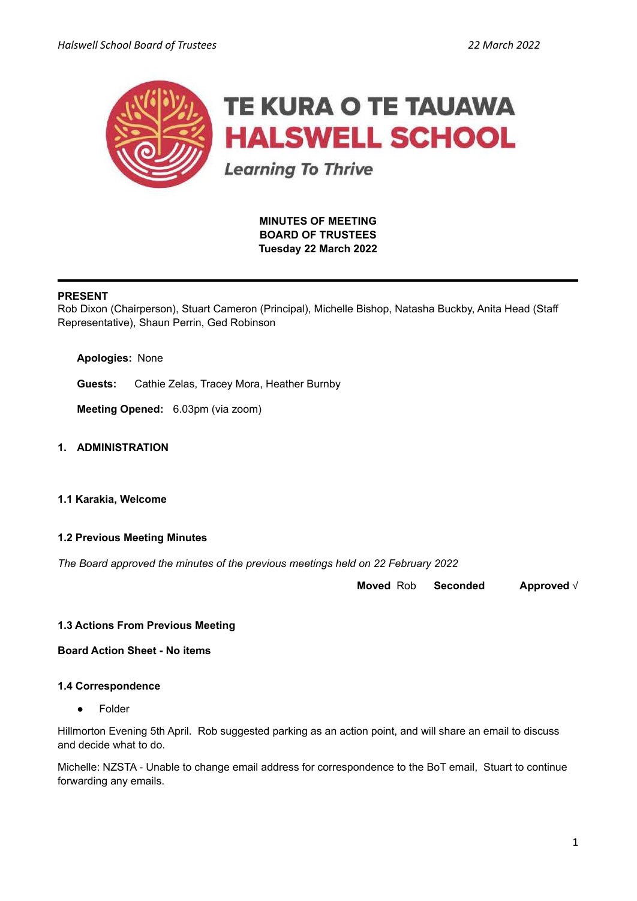TE KURA O TE TAUAWA
HALSWELL SCHOOL
*Learning To Thrive*

**MINUTES OF MEETING**
**BOARD OF TRUSTEES**
**Tuesday 22 March 2022**

---

**PRESENT**
Rob Dixon (Chairperson), Stuart Cameron (Principal), Michelle Bishop, Natasha Buckby, Anita Head (Staff Representative), Shaun Perrin, Ged Robinson

**Apologies:** None

**Guests:** Cathie Zelas, Tracey Mora, Heather Burnby

**Meeting Opened:** 6.03pm (via zoom)

## 1. ADMINISTRATION

### 1.1 Karakia, Welcome

### 1.2 Previous Meeting Minutes

*The Board approved the minutes of the previous meetings held on 22 February 2022*

**Moved** Rob **Seconded** **Approved** √

### 1.3 Actions From Previous Meeting

**Board Action Sheet - No items**

### 1.4 Correspondence

- Folder

Hillmorton Evening 5th April. Rob suggested parking as an action point, and will share an email to discuss and decide what to do.

Michelle: NZSTA - Unable to change email address for correspondence to the BoT email, Stuart to continue forwarding any emails.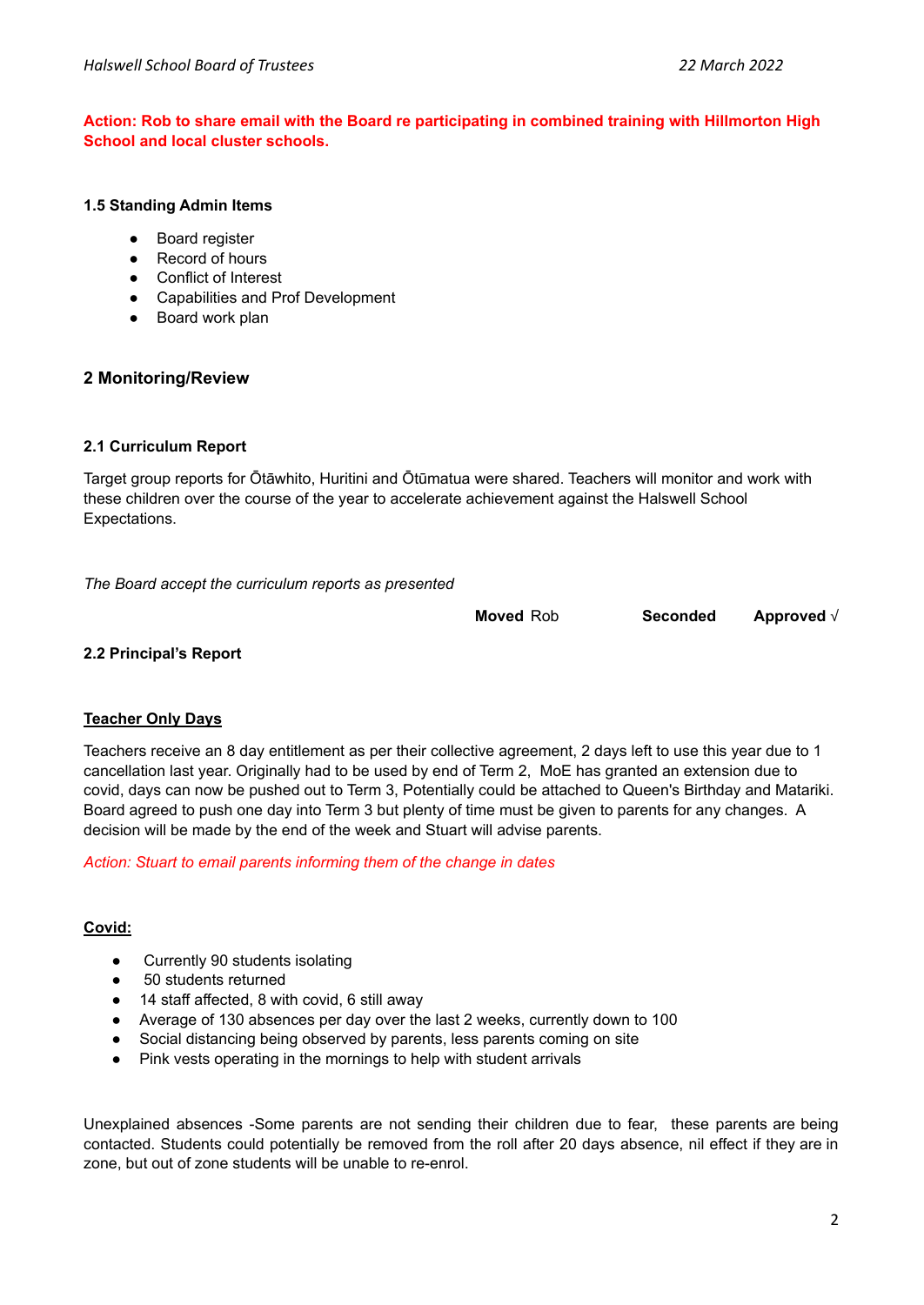**Action: Rob to share email with the Board re participating in combined training with Hillmorton High School and local cluster schools.**

#### 1.5 Standing Admin Items

- Board register
- Record of hours
- Conflict of Interest
- Capabilities and Prof Development
- Board work plan

### 2 Monitoring/Review

#### 2.1 Curriculum Report

Target group reports for Ōtāwhito, Huritini and Ōtūmatua were shared. Teachers will monitor and work with these children over the course of the year to accelerate achievement against the Halswell School Expectations.

*The Board accept the curriculum reports as presented*

**Moved** Rob **Seconded** **Approved** √

#### 2.2 Principal's Report

**Teacher Only Days**

Teachers receive an 8 day entitlement as per their collective agreement, 2 days left to use this year due to 1 cancellation last year. Originally had to be used by end of Term 2, MoE has granted an extension due to covid, days can now be pushed out to Term 3, Potentially could be attached to Queen's Birthday and Matariki. Board agreed to push one day into Term 3 but plenty of time must be given to parents for any changes. A decision will be made by the end of the week and Stuart will advise parents.

*Action: Stuart to email parents informing them of the change in dates*

**Covid:**

- Currently 90 students isolating
- 50 students returned
- 14 staff affected, 8 with covid, 6 still away
- Average of 130 absences per day over the last 2 weeks, currently down to 100
- Social distancing being observed by parents, less parents coming on site
- Pink vests operating in the mornings to help with student arrivals

Unexplained absences -Some parents are not sending their children due to fear, these parents are being contacted. Students could potentially be removed from the roll after 20 days absence, nil effect if they are in zone, but out of zone students will be unable to re-enrol.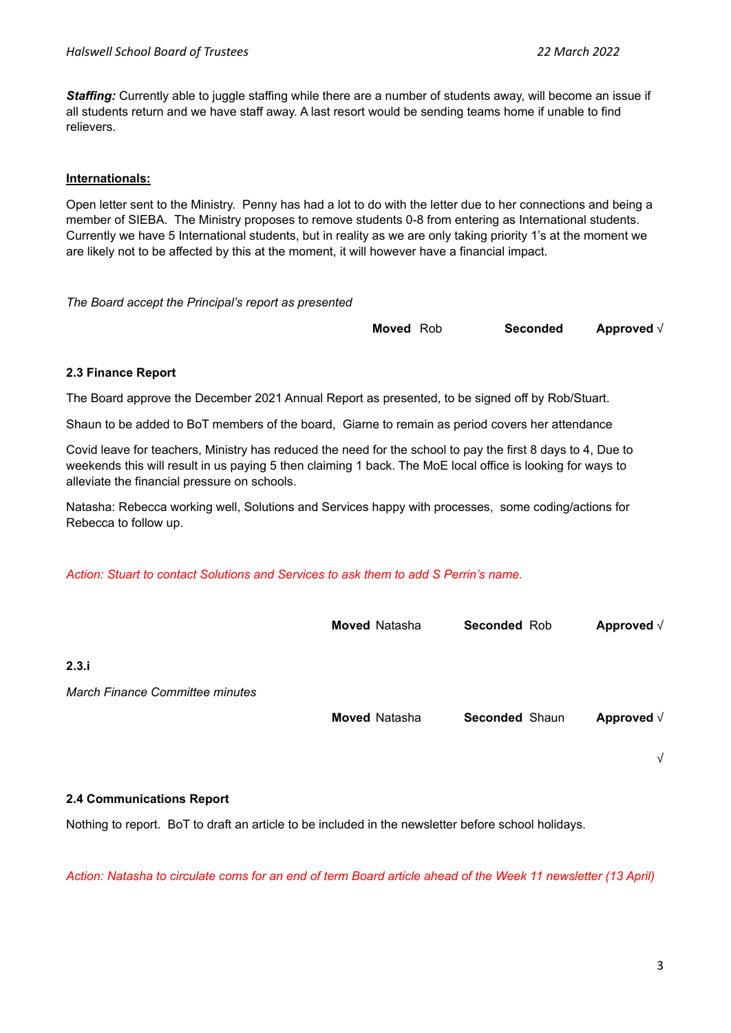***Staffing:*** Currently able to juggle staffing while there are a number of students away, will become an issue if all students return and we have staff away. A last resort would be sending teams home if unable to find relievers.

**Internationals:**

Open letter sent to the Ministry. Penny has had a lot to do with the letter due to her connections and being a member of SIEBA. The Ministry proposes to remove students 0-8 from entering as International students. Currently we have 5 International students, but in reality as we are only taking priority 1's at the moment we are likely not to be affected by this at the moment, it will however have a financial impact.

*The Board accept the Principal's report as presented*

**Moved** Rob **Seconded** **Approved** √

**2.3 Finance Report**

The Board approve the December 2021 Annual Report as presented, to be signed off by Rob/Stuart.

Shaun to be added to BoT members of the board, Giarne to remain as period covers her attendance

Covid leave for teachers, Ministry has reduced the need for the school to pay the first 8 days to 4, Due to weekends this will result in us paying 5 then claiming 1 back. The MoE local office is looking for ways to alleviate the financial pressure on schools.

Natasha: Rebecca working well, Solutions and Services happy with processes, some coding/actions for Rebecca to follow up.

*Action: Stuart to contact Solutions and Services to ask them to add S Perrin's name.*

**Moved** Natasha **Seconded** Rob **Approved** √

**2.3.i**

*March Finance Committee minutes*

**Moved** Natasha **Seconded** Shaun **Approved** √

√

**2.4 Communications Report**

Nothing to report. BoT to draft an article to be included in the newsletter before school holidays.

*Action: Natasha to circulate coms for an end of term Board article ahead of the Week 11 newsletter (13 April)*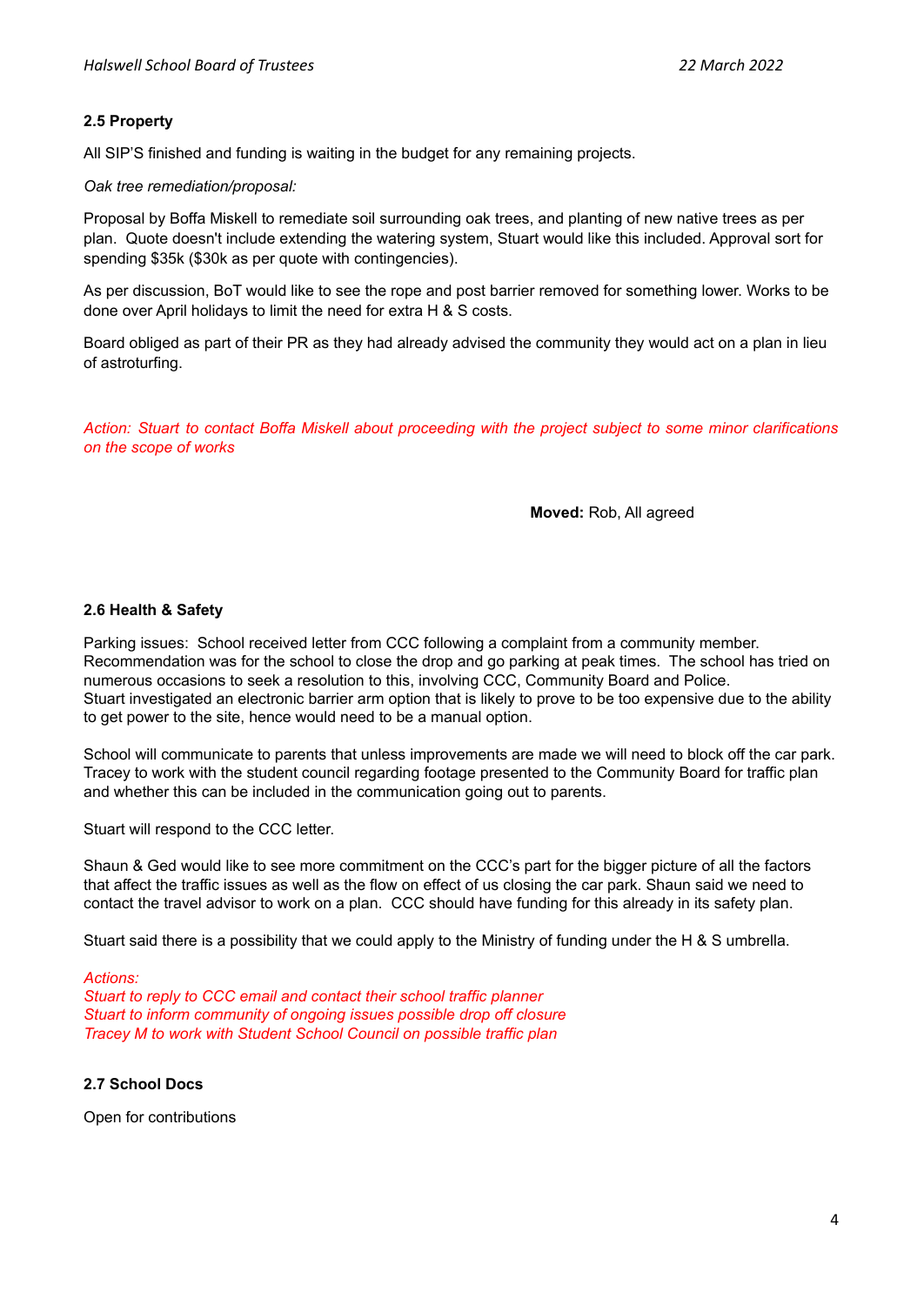### 2.5 Property

All SIP'S finished and funding is waiting in the budget for any remaining projects.

*Oak tree remediation/proposal:*

Proposal by Boffa Miskell to remediate soil surrounding oak trees, and planting of new native trees as per plan. Quote doesn't include extending the watering system, Stuart would like this included. Approval sort for spending $35k ($30k as per quote with contingencies).

As per discussion, BoT would like to see the rope and post barrier removed for something lower. Works to be done over April holidays to limit the need for extra H & S costs.

Board obliged as part of their PR as they had already advised the community they would act on a plan in lieu of astroturfing.

*Action: Stuart to contact Boffa Miskell about proceeding with the project subject to some minor clarifications on the scope of works*

**Moved:** Rob, All agreed

### 2.6 Health & Safety

Parking issues: School received letter from CCC following a complaint from a community member. Recommendation was for the school to close the drop and go parking at peak times. The school has tried on numerous occasions to seek a resolution to this, involving CCC, Community Board and Police.
Stuart investigated an electronic barrier arm option that is likely to prove to be too expensive due to the ability to get power to the site, hence would need to be a manual option.

School will communicate to parents that unless improvements are made we will need to block off the car park. Tracey to work with the student council regarding footage presented to the Community Board for traffic plan and whether this can be included in the communication going out to parents.

Stuart will respond to the CCC letter.

Shaun & Ged would like to see more commitment on the CCC's part for the bigger picture of all the factors that affect the traffic issues as well as the flow on effect of us closing the car park. Shaun said we need to contact the travel advisor to work on a plan. CCC should have funding for this already in its safety plan.

Stuart said there is a possibility that we could apply to the Ministry of funding under the H & S umbrella.

*Actions:*
*Stuart to reply to CCC email and contact their school traffic planner*
*Stuart to inform community of ongoing issues possible drop off closure*
*Tracey M to work with Student School Council on possible traffic plan*

### 2.7 School Docs

Open for contributions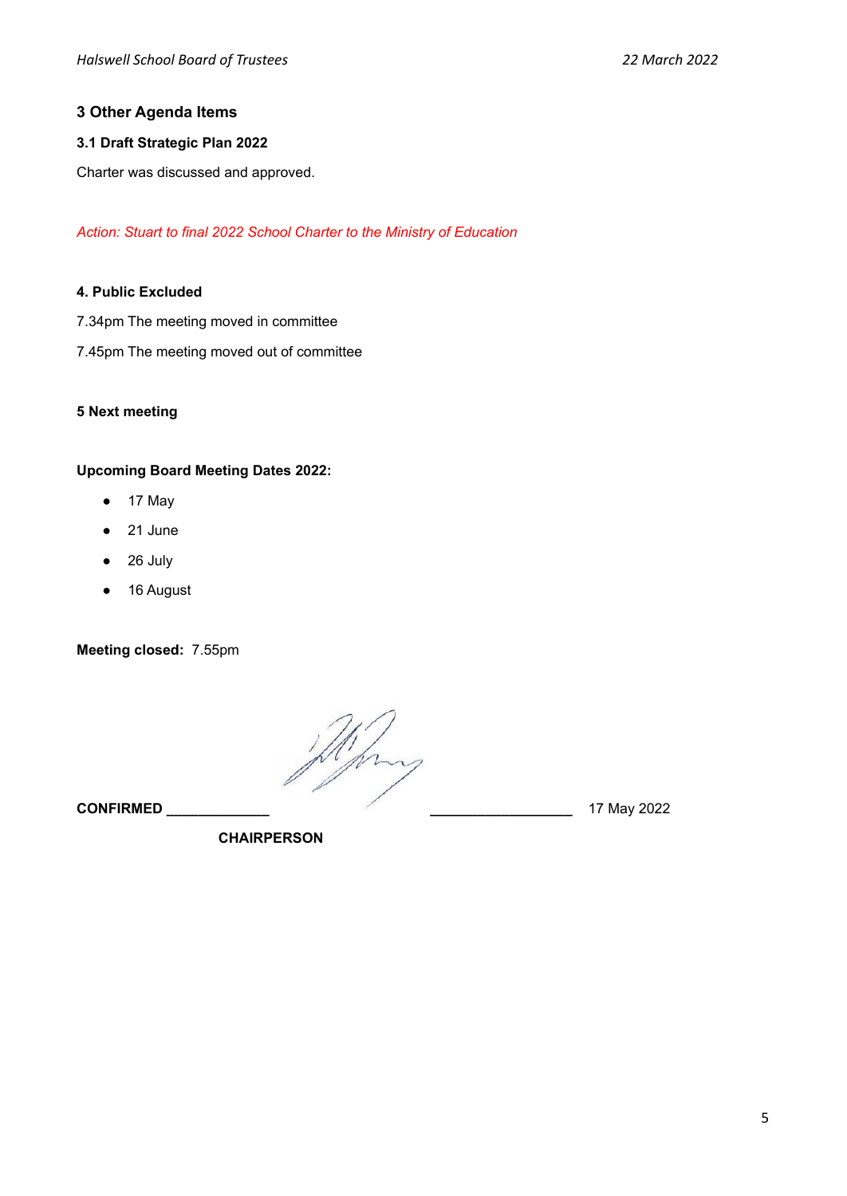## 3 Other Agenda Items

### 3.1 Draft Strategic Plan 2022

Charter was discussed and approved.

*Action: Stuart to final 2022 School Charter to the Ministry of Education*

### 4. Public Excluded

7.34pm The meeting moved in committee

7.45pm The meeting moved out of committee

### 5 Next meeting

**Upcoming Board Meeting Dates 2022:**

- 17 May
- 21 June
- 26 July
- 16 August

**Meeting closed:** 7.55pm

**CONFIRMED** _____________ __________________ 17 May 2022

**CHAIRPERSON**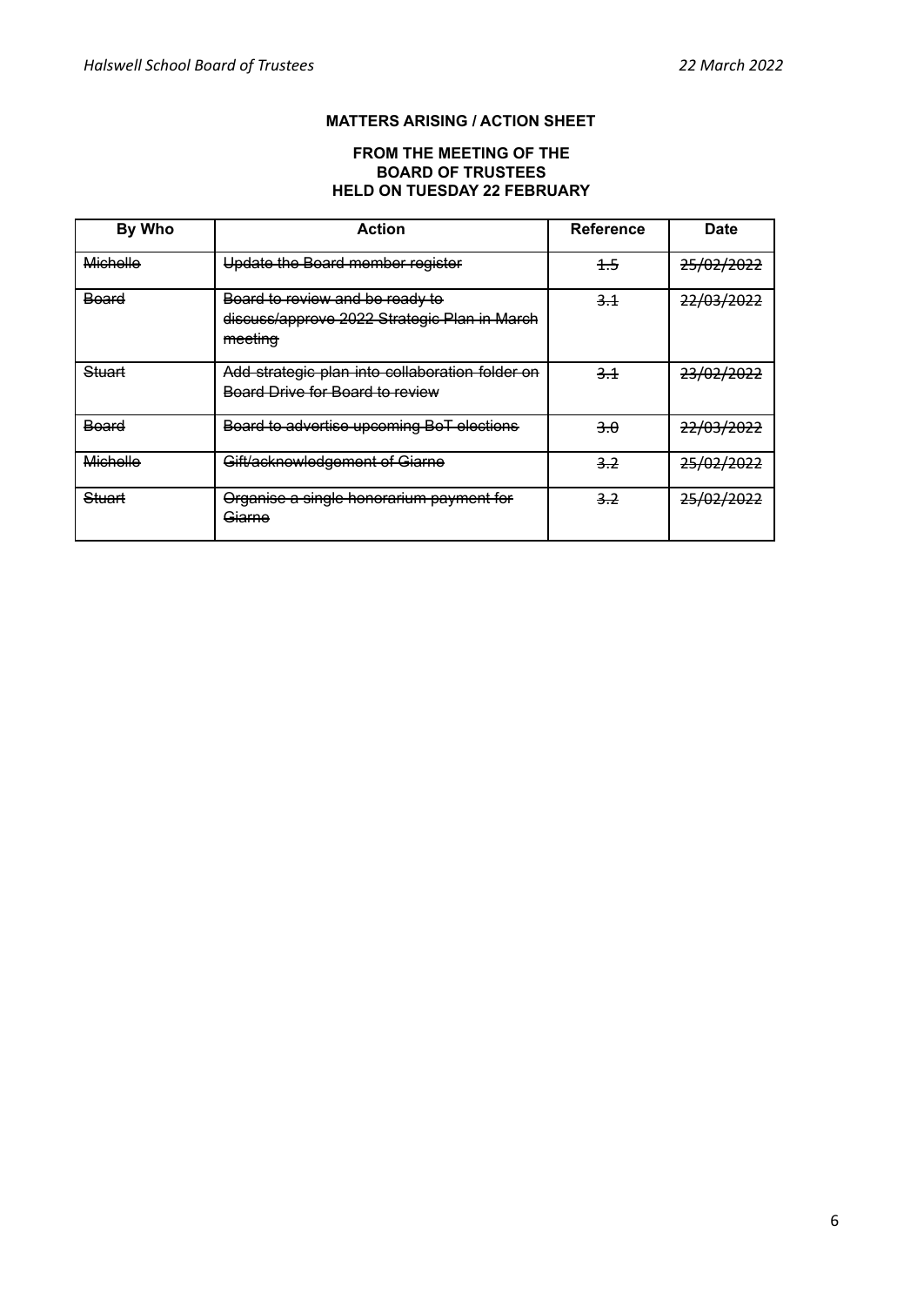**MATTERS ARISING / ACTION SHEET**

**FROM THE MEETING OF THE BOARD OF TRUSTEES HELD ON TUESDAY 22 FEBRUARY**

| By Who | Action | Reference | Date |
| --- | --- | --- | --- |
| ~~Michelle~~ | ~~Update the Board member register~~ | ~~1.5~~ | ~~25/02/2022~~ |
| ~~Board~~ | ~~Board to review and be ready to discuss/approve 2022 Strategic Plan in March meeting~~ | ~~3.1~~ | ~~22/03/2022~~ |
| ~~Stuart~~ | ~~Add strategic plan into collaboration folder on Board Drive for Board to review~~ | ~~3.1~~ | ~~23/02/2022~~ |
| ~~Board~~ | ~~Board to advertise upcoming BoT elections~~ | ~~3.0~~ | ~~22/03/2022~~ |
| ~~Michelle~~ | ~~Gift/acknowledgement of Giarne~~ | ~~3.2~~ | ~~25/02/2022~~ |
| ~~Stuart~~ | ~~Organise a single honorarium payment for Giarne~~ | ~~3.2~~ | ~~25/02/2022~~ |